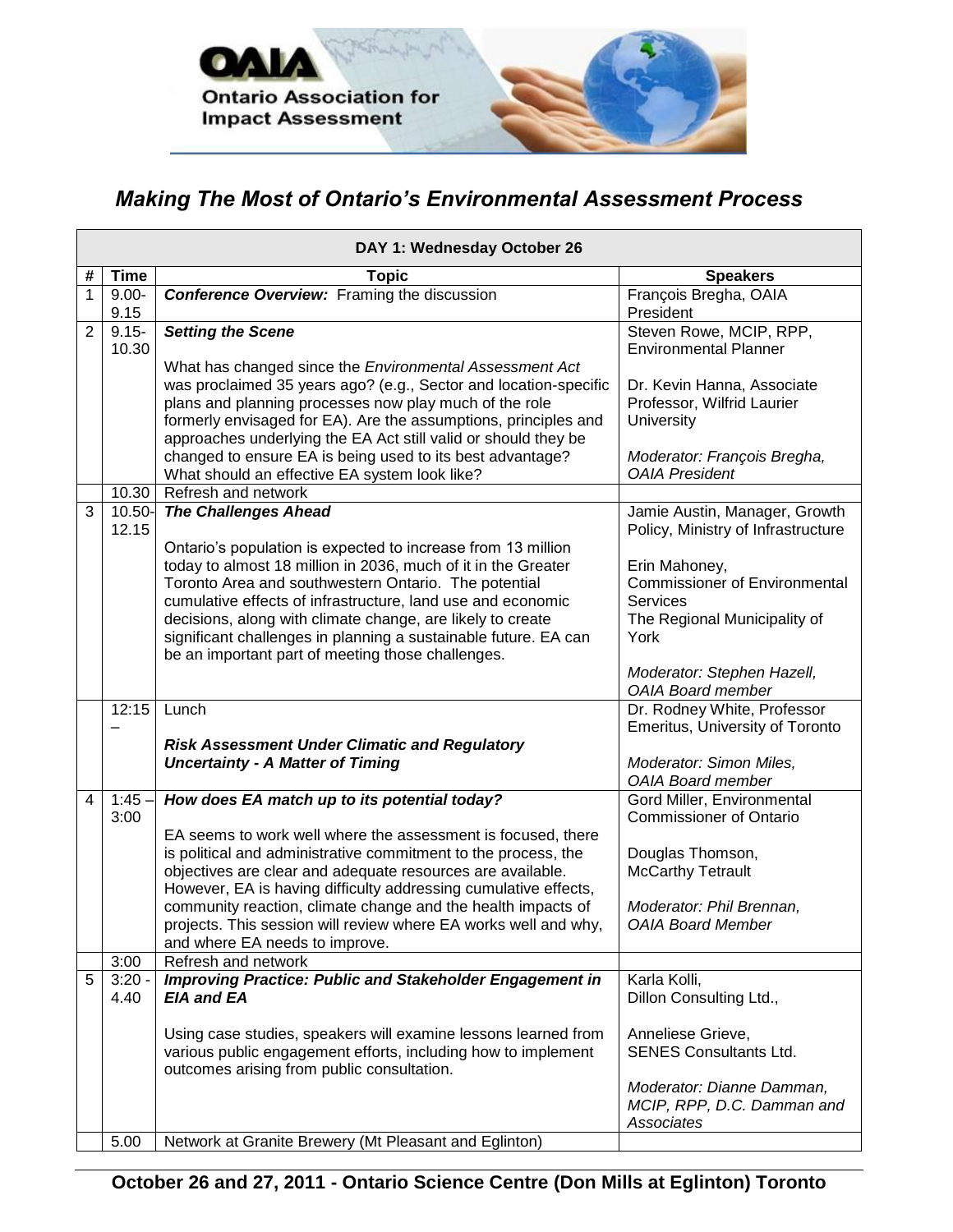Ontario Association for Impact Assessment

# *Making The Most of Ontario's Environmental Assessment Process*

| DAY 1: Wednesday October 26 | | | |
|---|---|---|---|
| **#** | **Time** | **Topic** | **Speakers** |
| 1 | 9.00-9.15 | ***Conference Overview:*** Framing the discussion | François Bregha, OAIA President |
| 2 | 9.15-10.30 | ***Setting the Scene***<br><br>What has changed since the *Environmental Assessment Act* was proclaimed 35 years ago? (e.g., Sector and location-specific plans and planning processes now play much of the role formerly envisaged for EA). Are the assumptions, principles and approaches underlying the EA Act still valid or should they be changed to ensure EA is being used to its best advantage? What should an effective EA system look like? | Steven Rowe, MCIP, RPP, Environmental Planner<br><br>Dr. Kevin Hanna, Associate Professor, Wilfrid Laurier University<br><br>*Moderator: François Bregha, OAIA President* |
| | 10.30 | Refresh and network | |
| 3 | 10.50-12.15 | ***The Challenges Ahead***<br><br>Ontario's population is expected to increase from 13 million today to almost 18 million in 2036, much of it in the Greater Toronto Area and southwestern Ontario. The potential cumulative effects of infrastructure, land use and economic decisions, along with climate change, are likely to create significant challenges in planning a sustainable future. EA can be an important part of meeting those challenges. | Jamie Austin, Manager, Growth Policy, Ministry of Infrastructure<br><br>Erin Mahoney, Commissioner of Environmental Services The Regional Municipality of York<br><br>*Moderator: Stephen Hazell, OAIA Board member* |
| | 12:15 – | Lunch<br><br>***Risk Assessment Under Climatic and Regulatory Uncertainty - A Matter of Timing*** | Dr. Rodney White, Professor Emeritus, University of Toronto<br><br>*Moderator: Simon Miles, OAIA Board member* |
| 4 | 1:45 – 3:00 | ***How does EA match up to its potential today?***<br><br>EA seems to work well where the assessment is focused, there is political and administrative commitment to the process, the objectives are clear and adequate resources are available. However, EA is having difficulty addressing cumulative effects, community reaction, climate change and the health impacts of projects. This session will review where EA works well and why, and where EA needs to improve. | Gord Miller, Environmental Commissioner of Ontario<br><br>Douglas Thomson, McCarthy Tetrault<br><br>*Moderator: Phil Brennan, OAIA Board Member* |
| | 3:00 | Refresh and network | |
| 5 | 3:20 - 4.40 | ***Improving Practice: Public and Stakeholder Engagement in EIA and EA***<br><br>Using case studies, speakers will examine lessons learned from various public engagement efforts, including how to implement outcomes arising from public consultation. | Karla Kolli, Dillon Consulting Ltd.,<br><br>Anneliese Grieve, SENES Consultants Ltd.<br><br>*Moderator: Dianne Damman, MCIP, RPP, D.C. Damman and Associates* |
| | 5.00 | Network at Granite Brewery (Mt Pleasant and Eglinton) | |

**October 26 and 27, 2011 - Ontario Science Centre (Don Mills at Eglinton) Toronto**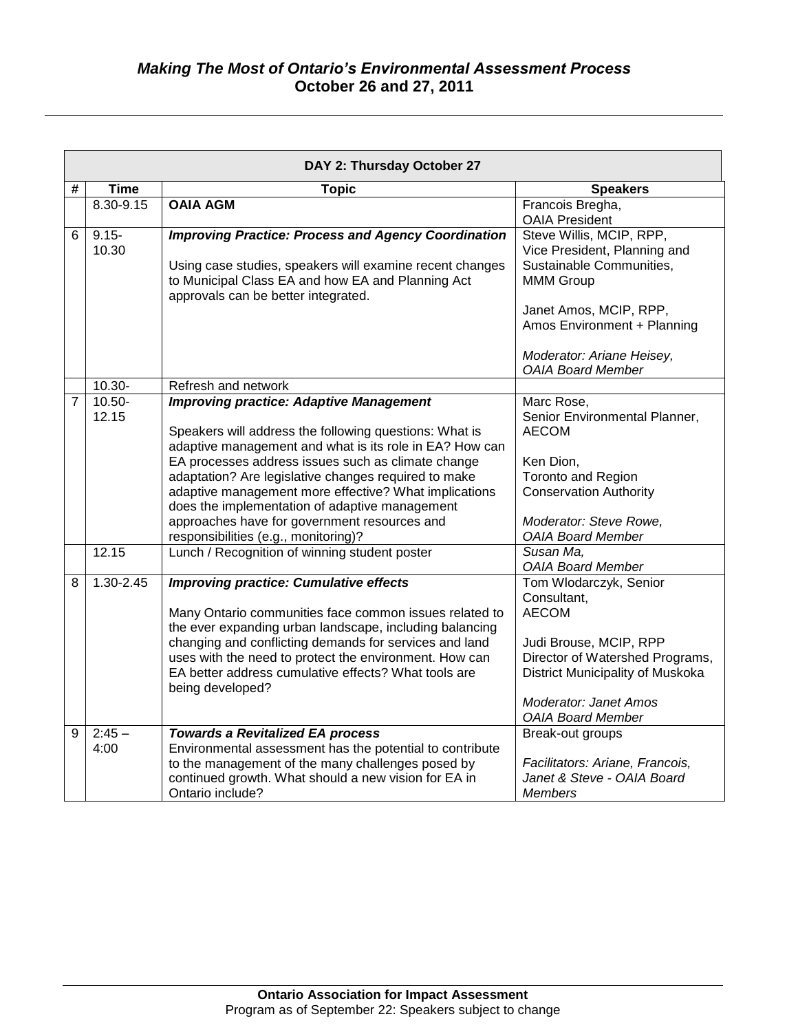***Making The Most of Ontario's Environmental Assessment Process***
**October 26 and 27, 2011**

| DAY 2: Thursday October 27 | | | |
|---|---|---|---|
| **#** | **Time** | **Topic** | **Speakers** |
| | 8.30-9.15 | **OAIA AGM** | Francois Bregha, OAIA President |
| 6 | 9.15-10.30 | ***Improving Practice: Process and Agency Coordination***<br><br>Using case studies, speakers will examine recent changes to Municipal Class EA and how EA and Planning Act approvals can be better integrated. | Steve Willis, MCIP, RPP, Vice President, Planning and Sustainable Communities, MMM Group<br><br>Janet Amos, MCIP, RPP, Amos Environment + Planning<br><br>*Moderator: Ariane Heisey, OAIA Board Member* |
| | 10.30- | Refresh and network | |
| 7 | 10.50-12.15 | ***Improving practice: Adaptive Management***<br><br>Speakers will address the following questions: What is adaptive management and what is its role in EA? How can EA processes address issues such as climate change adaptation? Are legislative changes required to make adaptive management more effective? What implications does the implementation of adaptive management approaches have for government resources and responsibilities (e.g., monitoring)? | Marc Rose, Senior Environmental Planner, AECOM<br><br>Ken Dion, Toronto and Region Conservation Authority<br><br>*Moderator: Steve Rowe, OAIA Board Member* |
| | 12.15 | Lunch / Recognition of winning student poster | *Susan Ma, OAIA Board Member* |
| 8 | 1.30-2.45 | ***Improving practice: Cumulative effects***<br><br>Many Ontario communities face common issues related to the ever expanding urban landscape, including balancing changing and conflicting demands for services and land uses with the need to protect the environment. How can EA better address cumulative effects? What tools are being developed? | Tom Wlodarczyk, Senior Consultant, AECOM<br><br>Judi Brouse, MCIP, RPP Director of Watershed Programs, District Municipality of Muskoka<br><br>*Moderator: Janet Amos OAIA Board Member* |
| 9 | 2:45 – 4:00 | ***Towards a Revitalized EA process***<br>Environmental assessment has the potential to contribute to the management of the many challenges posed by continued growth. What should a new vision for EA in Ontario include? | Break-out groups<br><br>*Facilitators: Ariane, Francois, Janet & Steve - OAIA Board Members* |

**Ontario Association for Impact Assessment**
Program as of September 22: Speakers subject to change